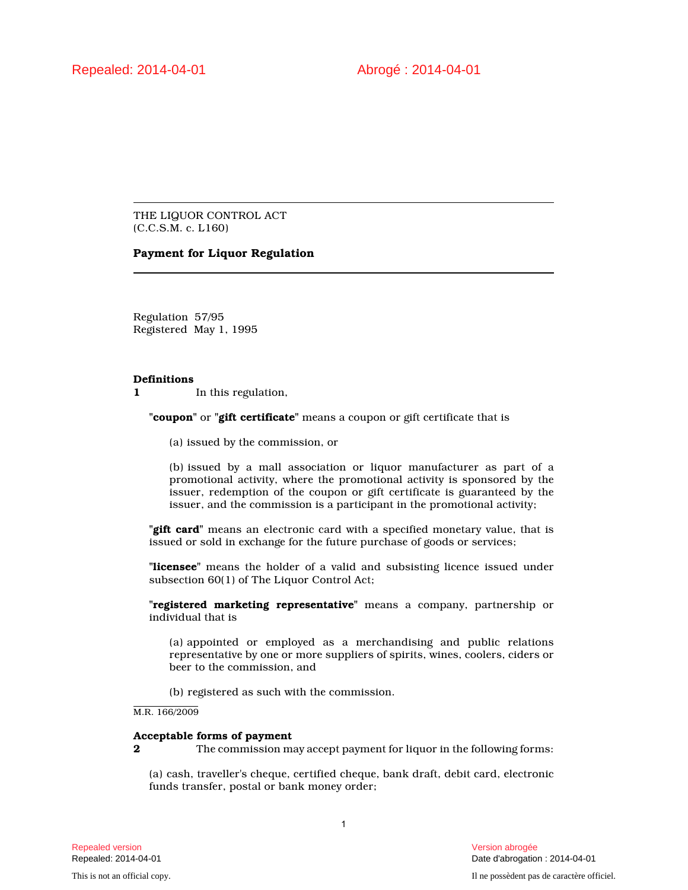Repealed: 2014-04-01 Abrogé : 2014-04-01

THE LIQUOR CONTROL ACT
(C.C.S.M. c. L160)

**Payment for Liquor Regulation**

Regulation 57/95
Registered May 1, 1995

**Definitions**

**1** In this regulation,

"**coupon**" or "**gift certificate**" means a coupon or gift certificate that is

(a) issued by the commission, or

(b) issued by a mall association or liquor manufacturer as part of a promotional activity, where the promotional activity is sponsored by the issuer, redemption of the coupon or gift certificate is guaranteed by the issuer, and the commission is a participant in the promotional activity;

"**gift card**" means an electronic card with a specified monetary value, that is issued or sold in exchange for the future purchase of goods or services;

"**licensee**" means the holder of a valid and subsisting licence issued under subsection 60(1) of The Liquor Control Act;

"**registered marketing representative**" means a company, partnership or individual that is

(a) appointed or employed as a merchandising and public relations representative by one or more suppliers of spirits, wines, coolers, ciders or beer to the commission, and

(b) registered as such with the commission.

M.R. 166/2009

**Acceptable forms of payment**

**2** The commission may accept payment for liquor in the following forms:

(a) cash, traveller's cheque, certified cheque, bank draft, debit card, electronic funds transfer, postal or bank money order;

Repealed version
Repealed: 2014-04-01

Version abrogée
Date d'abrogation : 2014-04-01

This is not an official copy.

Il ne possèdent pas de caractère officiel.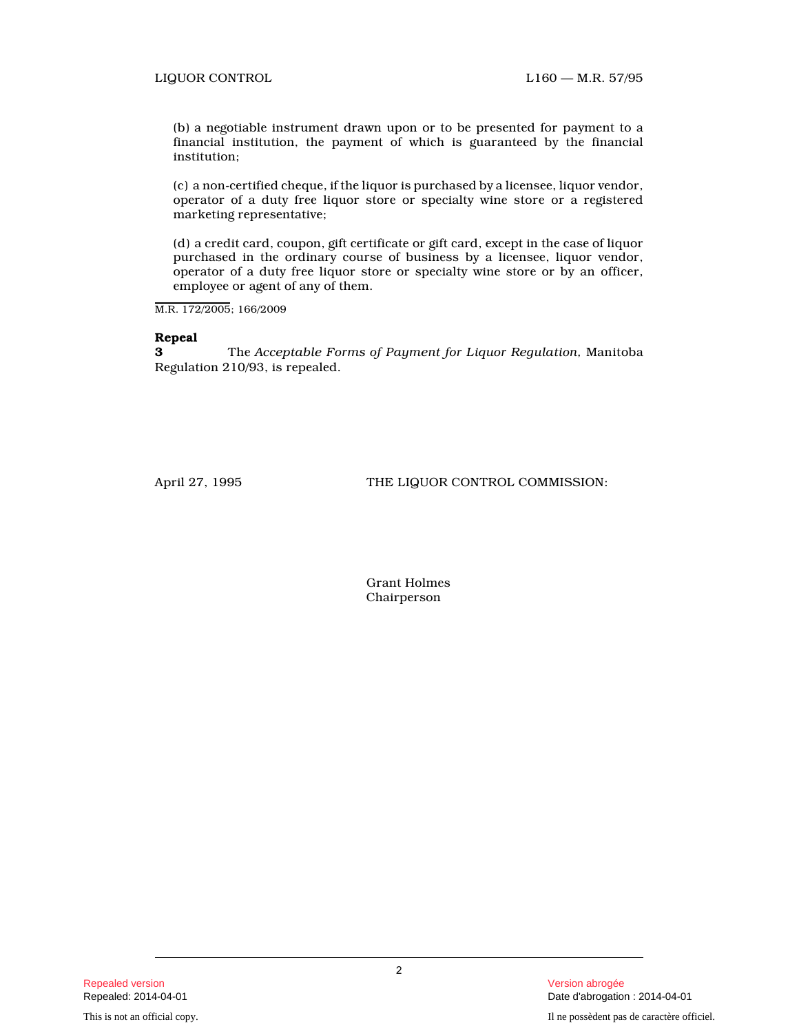(b) a negotiable instrument drawn upon or to be presented for payment to a financial institution, the payment of which is guaranteed by the financial institution;

(c) a non-certified cheque, if the liquor is purchased by a licensee, liquor vendor, operator of a duty free liquor store or specialty wine store or a registered marketing representative;

(d) a credit card, coupon, gift certificate or gift card, except in the case of liquor purchased in the ordinary course of business by a licensee, liquor vendor, operator of a duty free liquor store or specialty wine store or by an officer, employee or agent of any of them.

M.R. 172/2005; 166/2009

**Repeal**

**3** The *Acceptable Forms of Payment for Liquor Regulation*, Manitoba Regulation 210/93, is repealed.

April 27, 1995 THE LIQUOR CONTROL COMMISSION:

Grant Holmes
Chairperson

Repealed version
Repealed: 2014-04-01

Version abrogée
Date d'abrogation : 2014-04-01

This is not an official copy.

Il ne possèdent pas de caractère officiel.